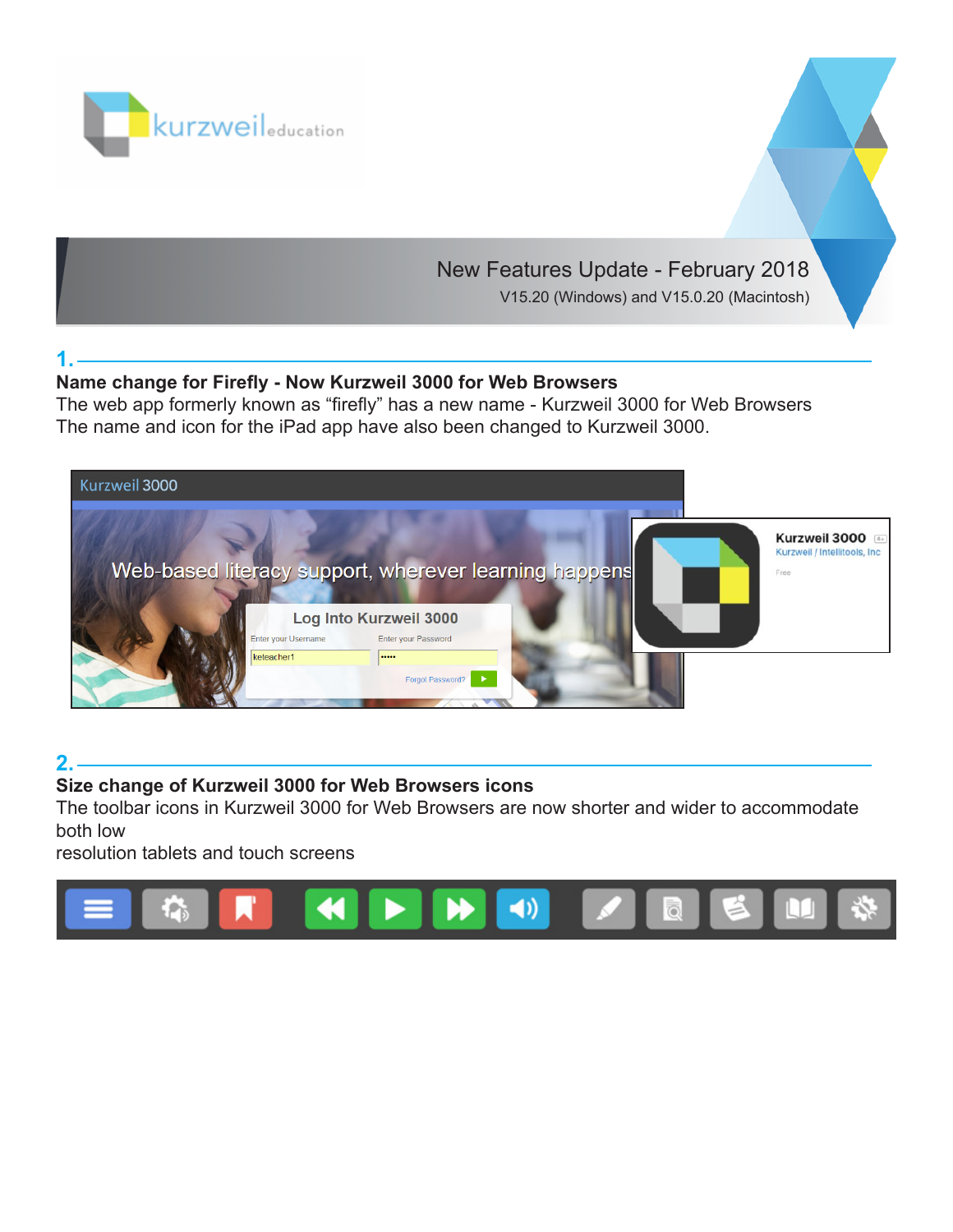# New Features Update - February 2018

V15.20 (Windows) and V15.0.20 (Macintosh)

## 1.

**Name change for Firefly - Now Kurzweil 3000 for Web Browsers**

The web app formerly known as “firefly” has a new name - Kurzweil 3000 for Web Browsers
The name and icon for the iPad app have also been changed to Kurzweil 3000.

## 2.

**Size change of Kurzweil 3000 for Web Browsers icons**

The toolbar icons in Kurzweil 3000 for Web Browsers are now shorter and wider to accommodate both low
resolution tablets and touch screens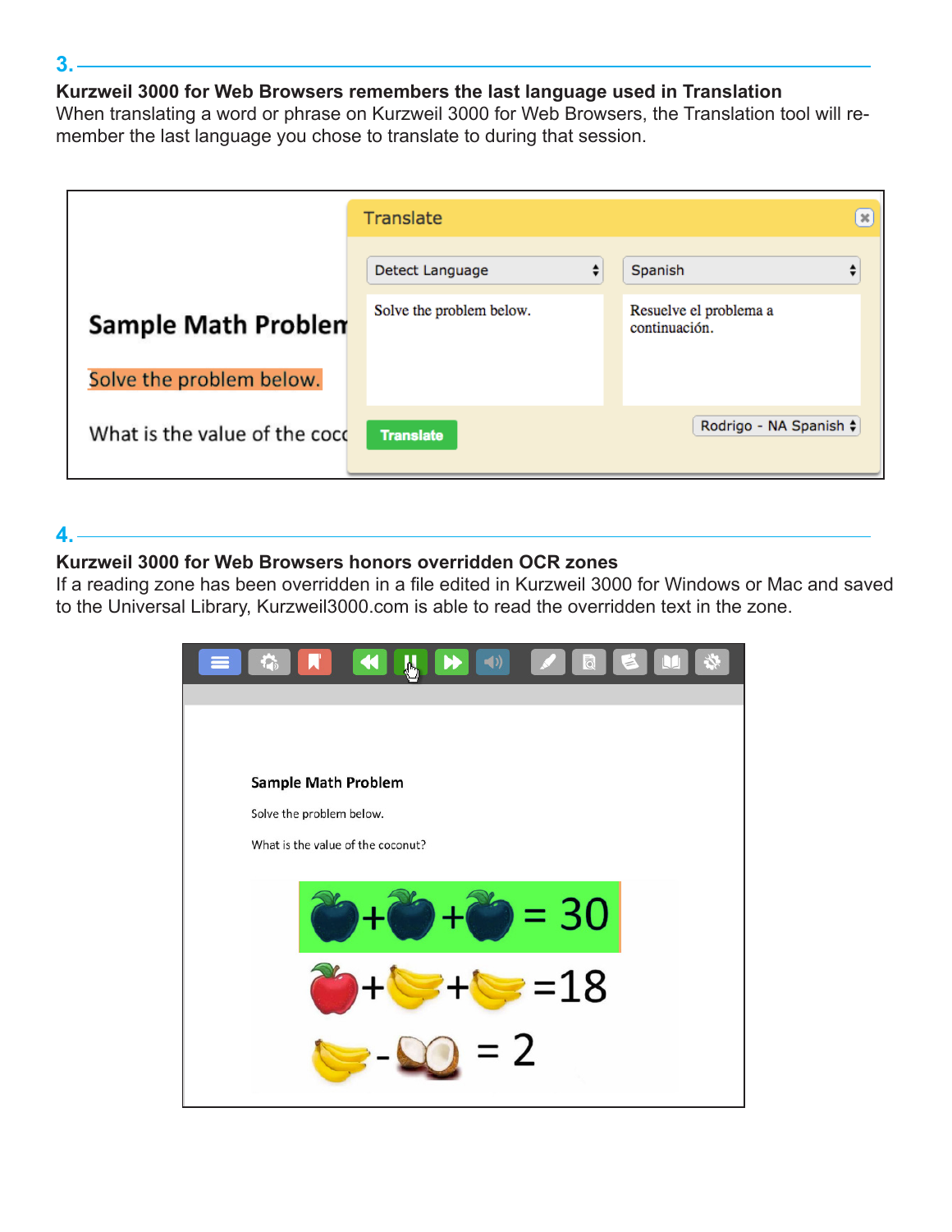## 3.

**Kurzweil 3000 for Web Browsers remembers the last language used in Translation**
When translating a word or phrase on Kurzweil 3000 for Web Browsers, the Translation tool will remember the last language you chose to translate to during that session.

## 4.

**Kurzweil 3000 for Web Browsers honors overridden OCR zones**
If a reading zone has been overridden in a file edited in Kurzweil 3000 for Windows or Mac and saved to the Universal Library, Kurzweil3000.com is able to read the overridden text in the zone.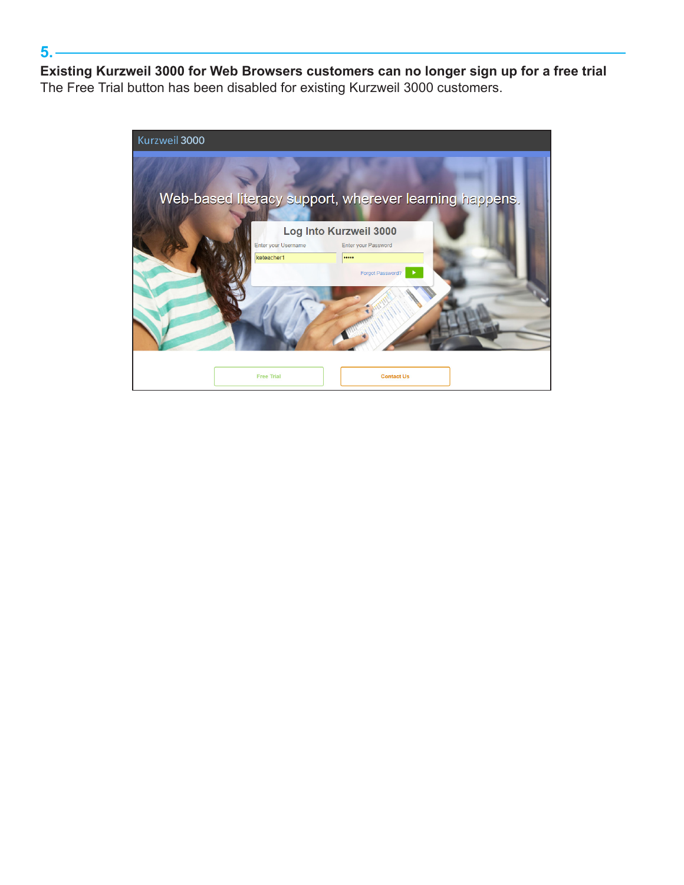## 5.

**Existing Kurzweil 3000 for Web Browsers customers can no longer sign up for a free trial**

The Free Trial button has been disabled for existing Kurzweil 3000 customers.